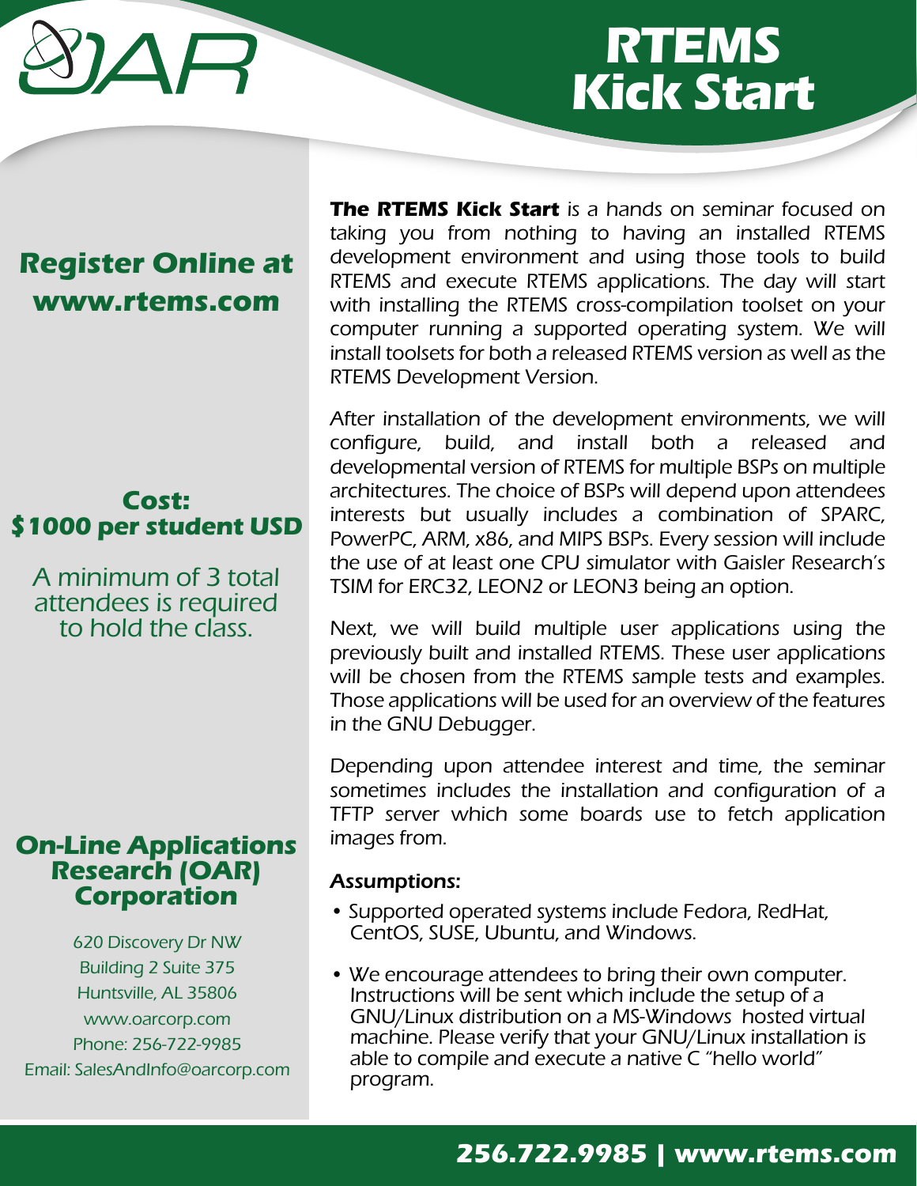# RTEMS Kick Start

**Register Online at www.rtems.com**

**Cost: $1000 per student USD**

A minimum of 3 total attendees is required to hold the class.

**On-Line Applications Research (OAR) Corporation**

620 Discovery Dr NW
Building 2 Suite 375
Huntsville, AL 35806
www.oarcorp.com
Phone: 256-722-9985
Email: SalesAndInfo@oarcorp.com

***The RTEMS Kick Start*** *is a hands on seminar focused on taking you from nothing to having an installed RTEMS development environment and using those tools to build RTEMS and execute RTEMS applications. The day will start with installing the RTEMS cross-compilation toolset on your computer running a supported operating system. We will install toolsets for both a released RTEMS version as well as the RTEMS Development Version.*

*After installation of the development environments, we will configure, build, and install both a released and developmental version of RTEMS for multiple BSPs on multiple architectures. The choice of BSPs will depend upon attendees interests but usually includes a combination of SPARC, PowerPC, ARM, x86, and MIPS BSPs. Every session will include the use of at least one CPU simulator with Gaisler Research's TSIM for ERC32, LEON2 or LEON3 being an option.*

*Next, we will build multiple user applications using the previously built and installed RTEMS. These user applications will be chosen from the RTEMS sample tests and examples. Those applications will be used for an overview of the features in the GNU Debugger.*

*Depending upon attendee interest and time, the seminar sometimes includes the installation and configuration of a TFTP server which some boards use to fetch application images from.*

### Assumptions:

- Supported operated systems include Fedora, RedHat, CentOS, SUSE, Ubuntu, and Windows.
- We encourage attendees to bring their own computer. Instructions will be sent which include the setup of a GNU/Linux distribution on a MS-Windows hosted virtual machine. Please verify that your GNU/Linux installation is able to compile and execute a native C "hello world" program.

**256.722.9985 | www.rtems.com**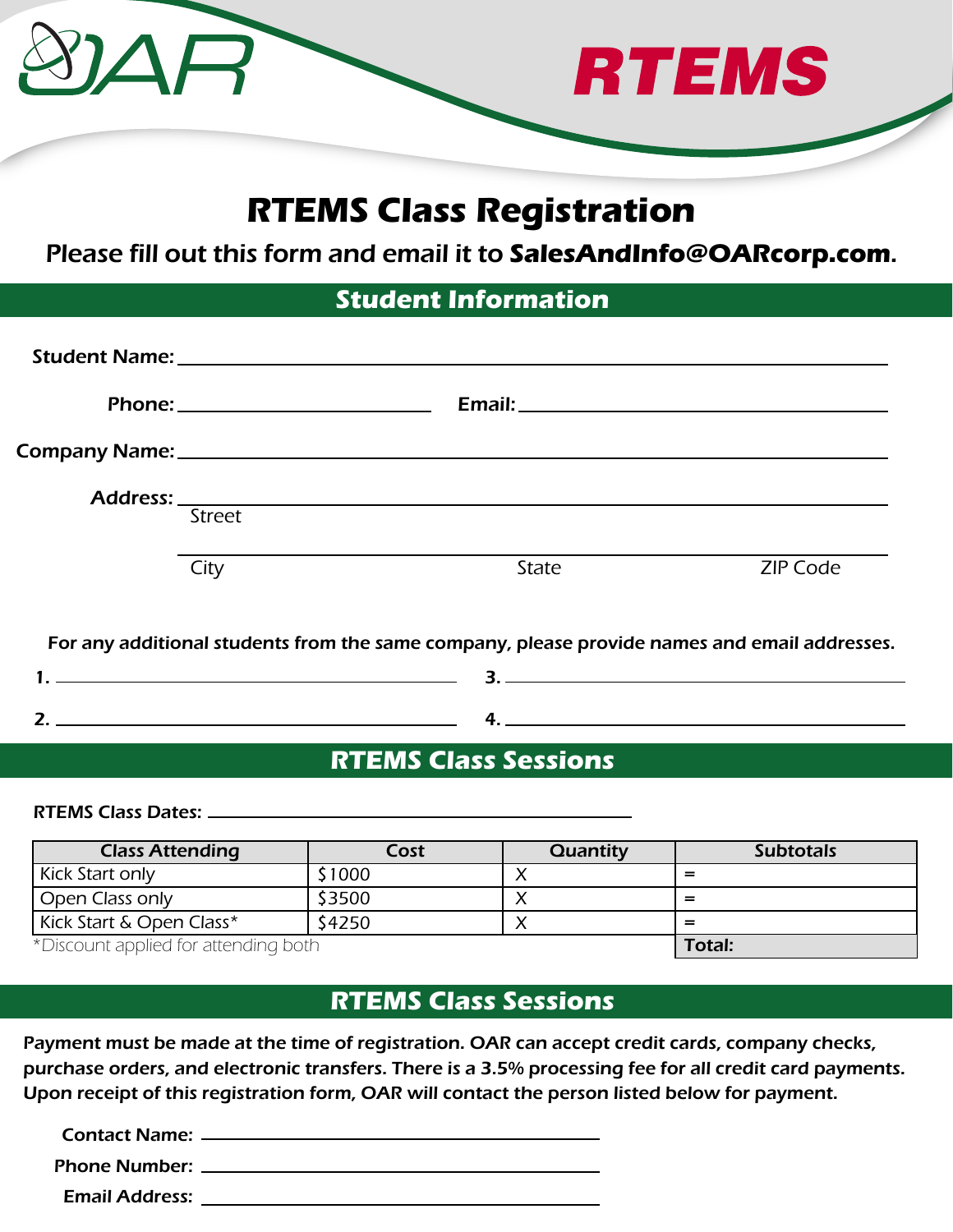OAR

RTEMS

# RTEMS Class Registration

Please fill out this form and email it to **SalesAndInfo@OARcorp.com**.

## Student Information

**Student Name:** ____________________

**Phone:** ____________________ **Email:** ____________________

**Company Name:** ____________________

**Address:** ____________________
Street

____________________
City State ZIP Code

**For any additional students from the same company, please provide names and email addresses.**

**1.** ____________________ **3.** ____________________

**2.** ____________________ **4.** ____________________

## RTEMS Class Sessions

**RTEMS Class Dates:** ____________________

| Class Attending | Cost | Quantity | Subtotals |
|---|---|---|---|
| Kick Start only | $1000 | X | = |
| Open Class only | $3500 | X | = |
| Kick Start & Open Class* | $4250 | X | = |
| | | | **Total:** |

*Discount applied for attending both

## RTEMS Class Sessions

**Payment must be made at the time of registration. OAR can accept credit cards, company checks, purchase orders, and electronic transfers. There is a 3.5% processing fee for all credit card payments. Upon receipt of this registration form, OAR will contact the person listed below for payment.**

**Contact Name:** ____________________

**Phone Number:** ____________________

**Email Address:** ____________________